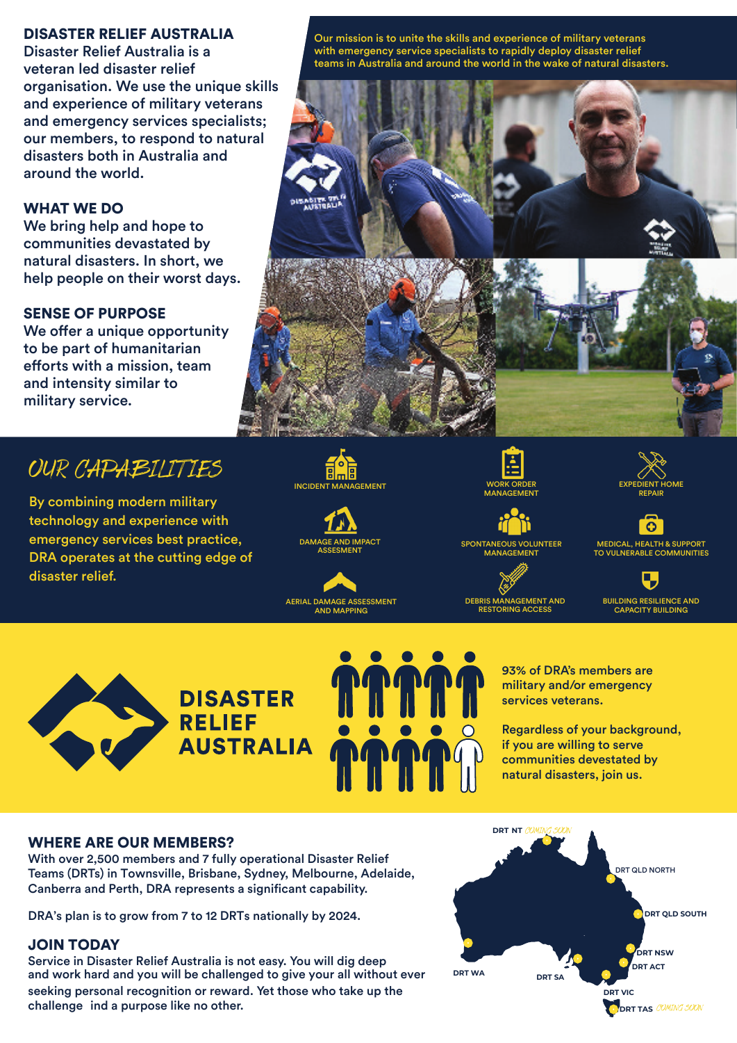## DISASTER RELIEF AUSTRALIA

Disaster Relief Australia is a veteran led disaster relief organisation. We use the unique skills and experience of military veterans and emergency services specialists; our members, to respond to natural disasters both in Australia and around the world.

## WHAT WE DO

We bring help and hope to communities devastated by natural disasters. In short, we help people on their worst days.

## SENSE OF PURPOSE

We offer a unique opportunity to be part of humanitarian efforts with a mission, team and intensity similar to military service.

Our mission is to unite the skills and experience of military veterans with emergency service specialists to rapidly deploy disaster relief teams in Australia and around the world in the wake of natural disasters.

## OUR CAPABILITIES

By combining modern military technology and experience with emergency services best practice, DRA operates at the cutting edge of disaster relief.

- INCIDENT MANAGEMENT
- WORK ORDER MANAGEMENT
- EXPEDIENT HOME REPAIR
- DAMAGE AND IMPACT ASSESSMENT
- SPONTANEOUS VOLUNTEER MANAGEMENT
- MEDICAL, HEALTH & SUPPORT TO VULNERABLE COMMUNITIES
- AERIAL DAMAGE ASSESSMENT AND MAPPING
- DEBRIS MANAGEMENT AND RESTORING ACCESS
- BUILDING RESILIENCE AND CAPACITY BUILDING

**DISASTER RELIEF AUSTRALIA**

93% of DRA's members are military and/or emergency services veterans.

Regardless of your background, if you are willing to serve communities devestated by natural disasters, join us.

## WHERE ARE OUR MEMBERS?

With over 2,500 members and 7 fully operational Disaster Relief Teams (DRTs) in Townsville, Brisbane, Sydney, Melbourne, Adelaide, Canberra and Perth, DRA represents a significant capability.

DRA's plan is to grow from 7 to 12 DRTs nationally by 2024.

DRT NT *COMING SOON*
DRT QLD NORTH
DRT QLD SOUTH
DRT NSW
DRT ACT
DRT WA
DRT SA
DRT VIC
DRT TAS *COMING SOON*

## JOIN TODAY

Service in Disaster Relief Australia is not easy. You will dig deep and work hard and you will be challenged to give your all without ever seeking personal recognition or reward. Yet those who take up the challenge ind a purpose like no other.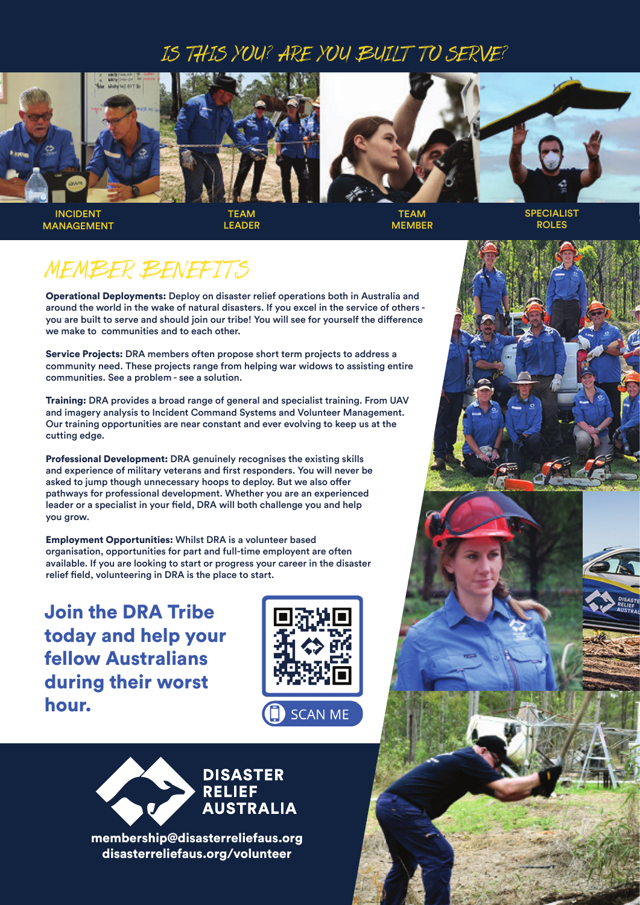# IS THIS YOU? ARE YOU BUILT TO SERVE?

INCIDENT MANAGEMENT

TEAM LEADER

TEAM MEMBER

SPECIALIST ROLES

## MEMBER BENEFITS

**Operational Deployments:** Deploy on disaster relief operations both in Australia and around the world in the wake of natural disasters. If you excel in the service of others - you are built to serve and should join our tribe! You will see for yourself the difference we make to communities and to each other.

**Service Projects:** DRA members often propose short term projects to address a community need. These projects range from helping war widows to assisting entire communities. See a problem - see a solution.

**Training:** DRA provides a broad range of general and specialist training. From UAV and imagery analysis to Incident Command Systems and Volunteer Management. Our training opportunities are near constant and ever evolving to keep us at the cutting edge.

**Professional Development:** DRA genuinely recognises the existing skills and experience of military veterans and first responders. You will never be asked to jump though unnecessary hoops to deploy. But we also offer pathways for professional development. Whether you are an experienced leader or a specialist in your field, DRA will both challenge you and help you grow.

**Employment Opportunities:** Whilst DRA is a volunteer based organisation, opportunities for part and full-time employent are often available. If you are looking to start or progress your career in the disaster relief field, volunteering in DRA is the place to start.

**Join the DRA Tribe today and help your fellow Australians during their worst hour.**

SCAN ME

**DISASTER RELIEF AUSTRALIA**

**membership@disasterreliefaus.org**
**disasterreliefaus.org/volunteer**